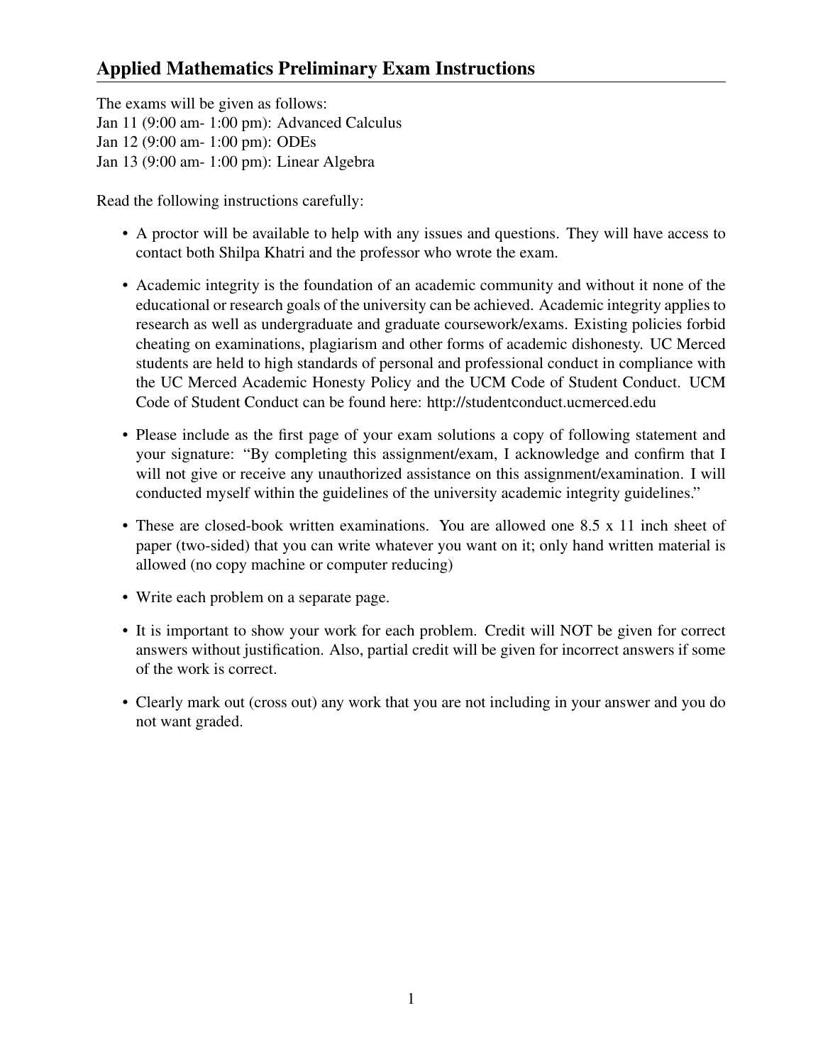## Applied Mathematics Preliminary Exam Instructions

The exams will be given as follows:
Jan 11 (9:00 am- 1:00 pm): Advanced Calculus
Jan 12 (9:00 am- 1:00 pm): ODEs
Jan 13 (9:00 am- 1:00 pm): Linear Algebra

Read the following instructions carefully:

- A proctor will be available to help with any issues and questions. They will have access to contact both Shilpa Khatri and the professor who wrote the exam.
- Academic integrity is the foundation of an academic community and without it none of the educational or research goals of the university can be achieved. Academic integrity applies to research as well as undergraduate and graduate coursework/exams. Existing policies forbid cheating on examinations, plagiarism and other forms of academic dishonesty. UC Merced students are held to high standards of personal and professional conduct in compliance with the UC Merced Academic Honesty Policy and the UCM Code of Student Conduct. UCM Code of Student Conduct can be found here: http://studentconduct.ucmerced.edu
- Please include as the first page of your exam solutions a copy of following statement and your signature: "By completing this assignment/exam, I acknowledge and confirm that I will not give or receive any unauthorized assistance on this assignment/examination. I will conducted myself within the guidelines of the university academic integrity guidelines."
- These are closed-book written examinations. You are allowed one 8.5 x 11 inch sheet of paper (two-sided) that you can write whatever you want on it; only hand written material is allowed (no copy machine or computer reducing)
- Write each problem on a separate page.
- It is important to show your work for each problem. Credit will NOT be given for correct answers without justification. Also, partial credit will be given for incorrect answers if some of the work is correct.
- Clearly mark out (cross out) any work that you are not including in your answer and you do not want graded.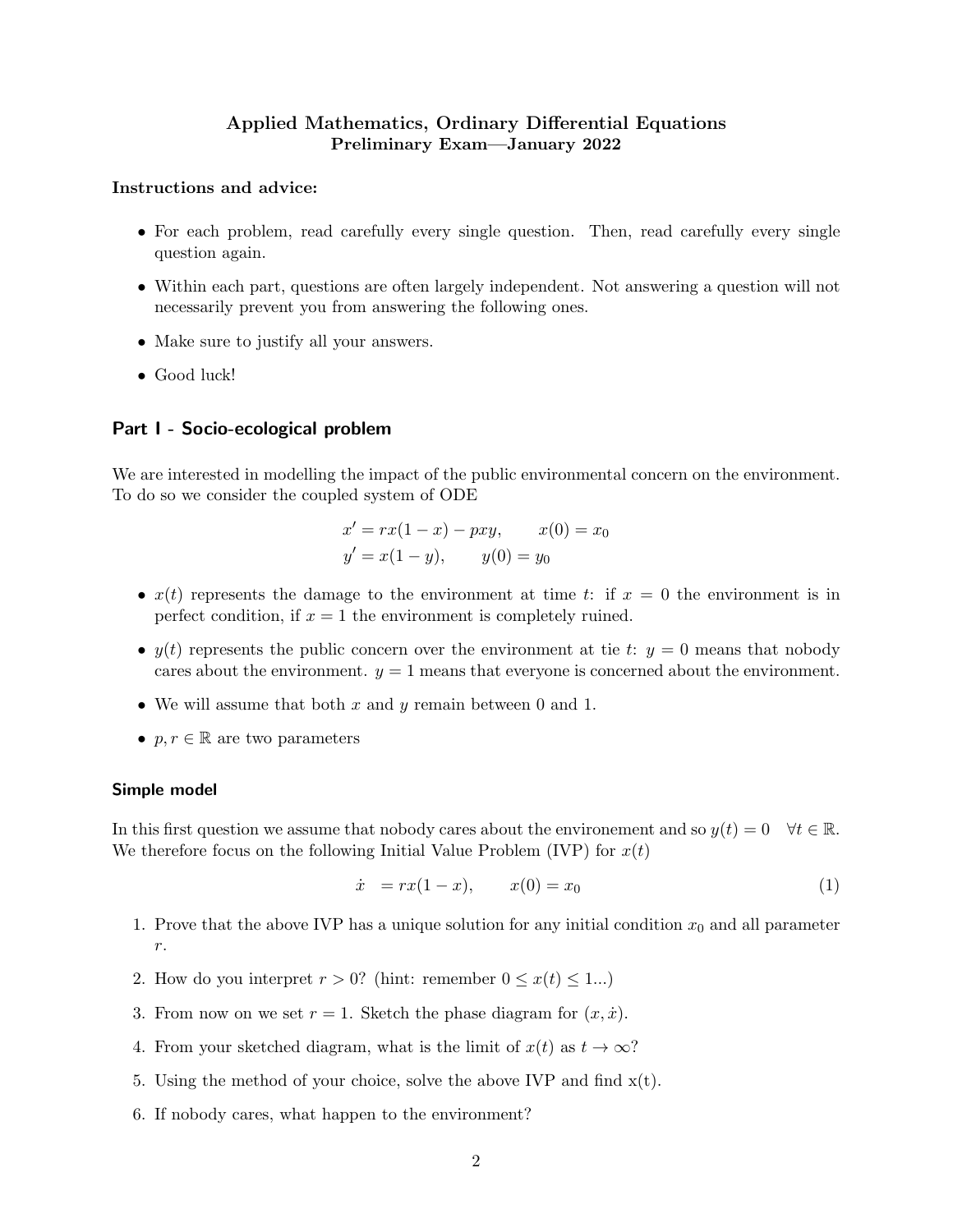**Applied Mathematics, Ordinary Differential Equations**
**Preliminary Exam—January 2022**

**Instructions and advice:**

- For each problem, read carefully every single question. Then, read carefully every single question again.
- Within each part, questions are often largely independent. Not answering a question will not necessarily prevent you from answering the following ones.
- Make sure to justify all your answers.
- Good luck!

## Part I - Socio-ecological problem

We are interested in modelling the impact of the public environmental concern on the environment. To do so we consider the coupled system of ODE

$$x' = rx(1-x) - pxy, \qquad x(0) = x_0$$
$$y' = x(1-y), \qquad y(0) = y_0$$

- $x(t)$ represents the damage to the environment at time $t$: if $x = 0$ the environment is in perfect condition, if $x = 1$ the environment is completely ruined.
- $y(t)$ represents the public concern over the environment at tie $t$: $y = 0$ means that nobody cares about the environment. $y = 1$ means that everyone is concerned about the environment.
- We will assume that both $x$ and $y$ remain between 0 and 1.
- $p, r \in \mathbb{R}$ are two parameters

### Simple model

In this first question we assume that nobody cares about the environement and so $y(t) = 0 \quad \forall t \in \mathbb{R}$. We therefore focus on the following Initial Value Problem (IVP) for $x(t)$

$$\dot{x} \;\; = rx(1-x), \qquad x(0) = x_0 \tag{1}$$

1. Prove that the above IVP has a unique solution for any initial condition $x_0$ and all parameter $r$.
2. How do you interpret $r > 0$? (hint: remember $0 \leq x(t) \leq 1$...)
3. From now on we set $r = 1$. Sketch the phase diagram for $(x, \dot{x})$.
4. From your sketched diagram, what is the limit of $x(t)$ as $t \to \infty$?
5. Using the method of your choice, solve the above IVP and find x(t).
6. If nobody cares, what happen to the environment?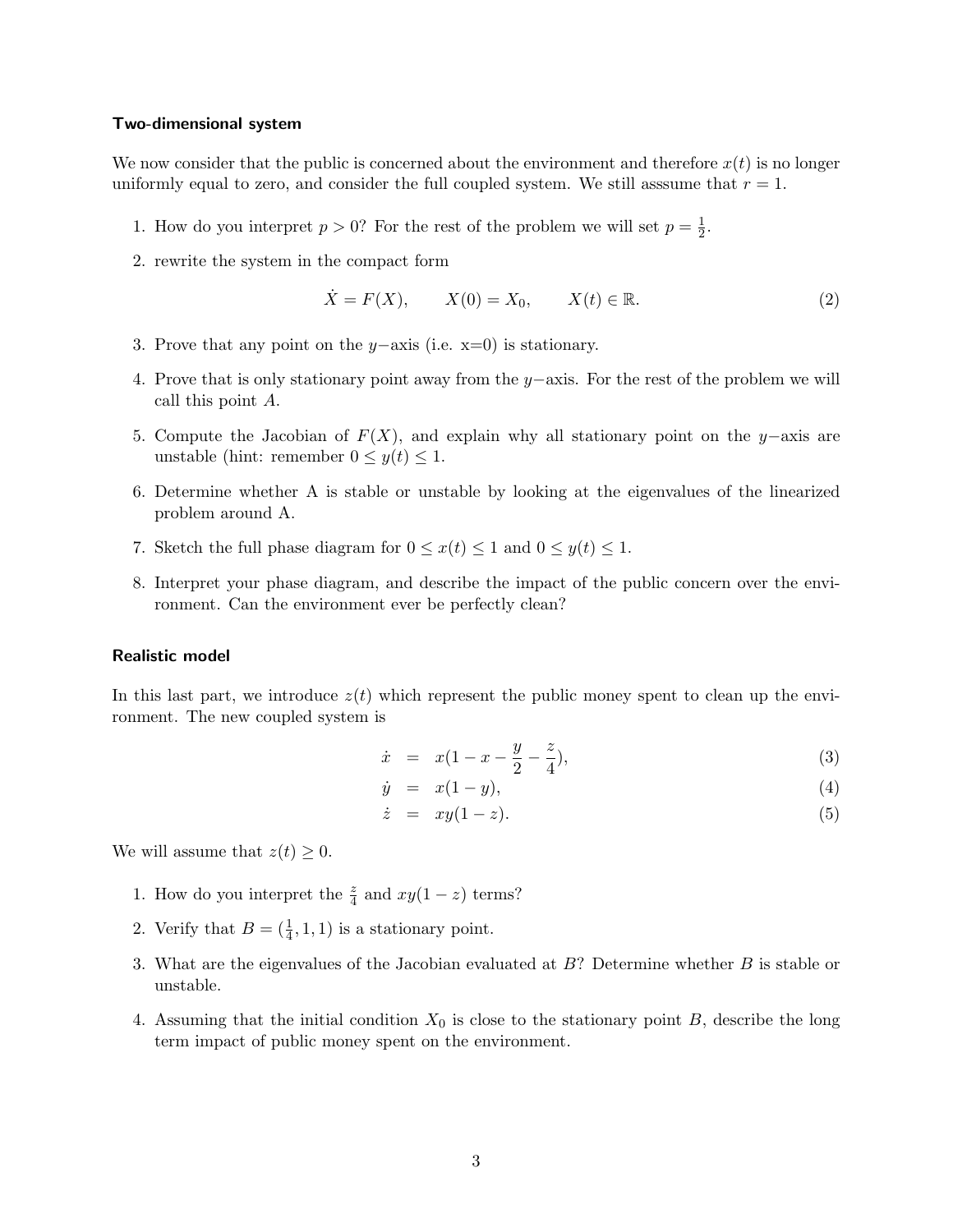### Two-dimensional system

We now consider that the public is concerned about the environment and therefore $x(t)$ is no longer uniformly equal to zero, and consider the full coupled system. We still asssume that $r = 1$.

1. How do you interpret $p > 0$? For the rest of the problem we will set $p = \frac{1}{2}$.
2. rewrite the system in the compact form

$$\dot{X} = F(X), \qquad X(0) = X_0, \qquad X(t) \in \mathbb{R}. \tag{2}$$

3. Prove that any point on the $y-$axis (i.e. x=0) is stationary.
4. Prove that is only stationary point away from the $y-$axis. For the rest of the problem we will call this point $A$.
5. Compute the Jacobian of $F(X)$, and explain why all stationary point on the $y-$axis are unstable (hint: remember $0 \leq y(t) \leq 1$.
6. Determine whether A is stable or unstable by looking at the eigenvalues of the linearized problem around A.
7. Sketch the full phase diagram for $0 \leq x(t) \leq 1$ and $0 \leq y(t) \leq 1$.
8. Interpret your phase diagram, and describe the impact of the public concern over the environment. Can the environment ever be perfectly clean?

### Realistic model

In this last part, we introduce $z(t)$ which represent the public money spent to clean up the environment. The new coupled system is

$$\dot{x} = x(1 - x - \frac{y}{2} - \frac{z}{4}), \tag{3}$$

$$\dot{y} = x(1 - y), \tag{4}$$

$$\dot{z} = xy(1 - z). \tag{5}$$

We will assume that $z(t) \geq 0$.

1. How do you interpret the $\frac{z}{4}$ and $xy(1 - z)$ terms?
2. Verify that $B = (\frac{1}{4}, 1, 1)$ is a stationary point.
3. What are the eigenvalues of the Jacobian evaluated at $B$? Determine whether $B$ is stable or unstable.
4. Assuming that the initial condition $X_0$ is close to the stationary point $B$, describe the long term impact of public money spent on the environment.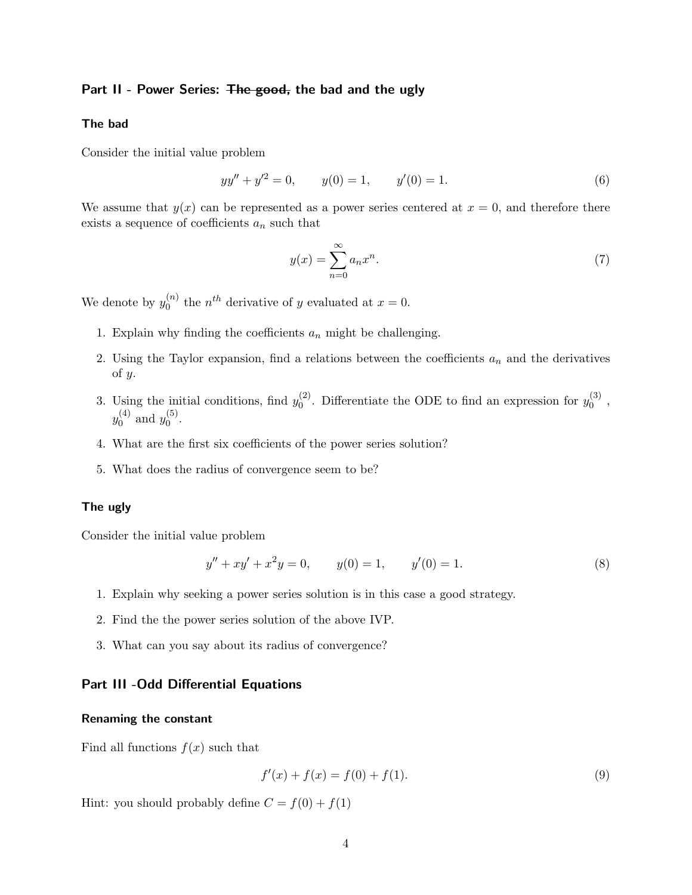## Part II - Power Series: ~~The good,~~ the bad and the ugly

### The bad

Consider the initial value problem

$$yy'' + y'^2 = 0, \qquad y(0) = 1, \qquad y'(0) = 1. \tag{6}$$

We assume that $y(x)$ can be represented as a power series centered at $x = 0$, and therefore there exists a sequence of coefficients $a_n$ such that

$$y(x) = \sum_{n=0}^{\infty} a_n x^n. \tag{7}$$

We denote by $y_0^{(n)}$ the $n^{th}$ derivative of $y$ evaluated at $x = 0$.

1. Explain why finding the coefficients $a_n$ might be challenging.
2. Using the Taylor expansion, find a relations between the coefficients $a_n$ and the derivatives of $y$.
3. Using the initial conditions, find $y_0^{(2)}$. Differentiate the ODE to find an expression for $y_0^{(3)}$, $y_0^{(4)}$ and $y_0^{(5)}$.
4. What are the first six coefficients of the power series solution?
5. What does the radius of convergence seem to be?

### The ugly

Consider the initial value problem

$$y'' + xy' + x^2 y = 0, \qquad y(0) = 1, \qquad y'(0) = 1. \tag{8}$$

1. Explain why seeking a power series solution is in this case a good strategy.
2. Find the the power series solution of the above IVP.
3. What can you say about its radius of convergence?

## Part III -Odd Differential Equations

### Renaming the constant

Find all functions $f(x)$ such that

$$f'(x) + f(x) = f(0) + f(1). \tag{9}$$

Hint: you should probably define $C = f(0) + f(1)$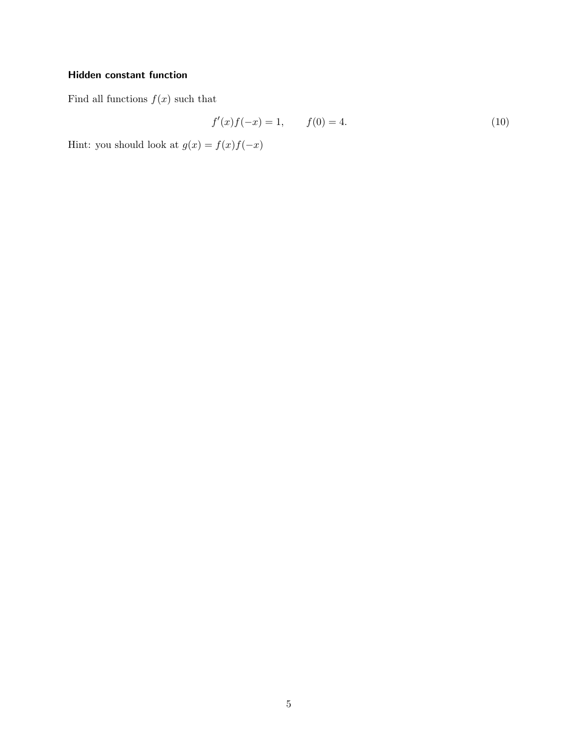**Hidden constant function**

Find all functions $f(x)$ such that

$$f'(x)f(-x) = 1, \qquad f(0) = 4. \tag{10}$$

Hint: you should look at $g(x) = f(x)f(-x)$